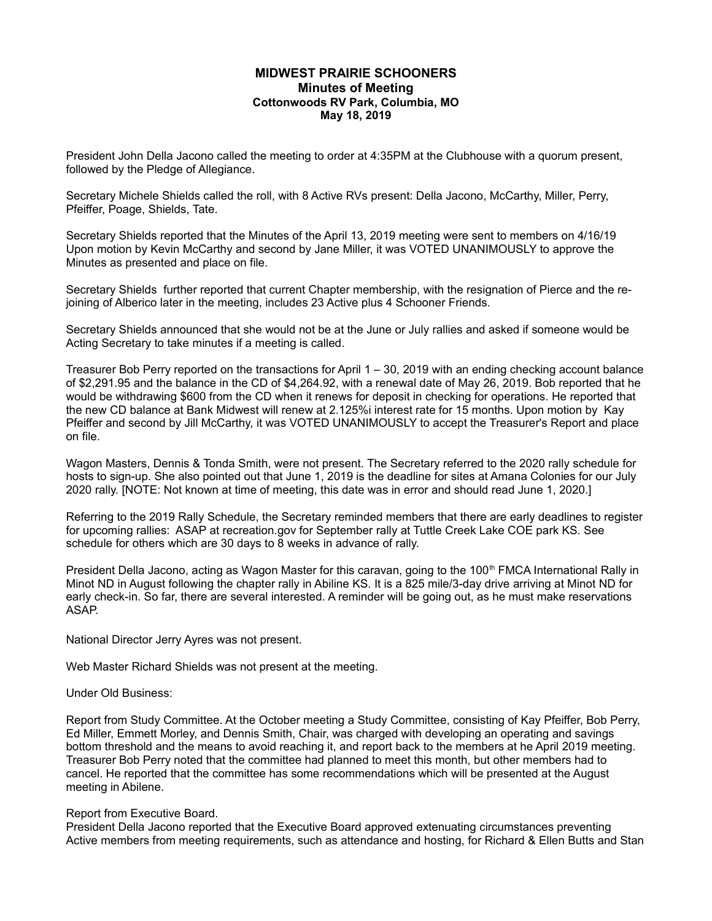# MIDWEST PRAIRIE SCHOONERS

## Minutes of Meeting

### Cottonwoods RV Park, Columbia, MO

### May 18, 2019

President John Della Jacono called the meeting to order at 4:35PM at the Clubhouse with a quorum present, followed by the Pledge of Allegiance.

Secretary Michele Shields called the roll, with 8 Active RVs present: Della Jacono, McCarthy, Miller, Perry, Pfeiffer, Poage, Shields, Tate.

Secretary Shields reported that the Minutes of the April 13, 2019 meeting were sent to members on 4/16/19 Upon motion by Kevin McCarthy and second by Jane Miller, it was VOTED UNANIMOUSLY to approve the Minutes as presented and place on file.

Secretary Shields further reported that current Chapter membership, with the resignation of Pierce and the re-joining of Alberico later in the meeting, includes 23 Active plus 4 Schooner Friends.

Secretary Shields announced that she would not be at the June or July rallies and asked if someone would be Acting Secretary to take minutes if a meeting is called.

Treasurer Bob Perry reported on the transactions for April 1 – 30, 2019 with an ending checking account balance of $2,291.95 and the balance in the CD of $4,264.92, with a renewal date of May 26, 2019. Bob reported that he would be withdrawing $600 from the CD when it renews for deposit in checking for operations. He reported that the new CD balance at Bank Midwest will renew at 2.125%i interest rate for 15 months. Upon motion by Kay Pfeiffer and second by Jill McCarthy, it was VOTED UNANIMOUSLY to accept the Treasurer's Report and place on file.

Wagon Masters, Dennis & Tonda Smith, were not present. The Secretary referred to the 2020 rally schedule for hosts to sign-up. She also pointed out that June 1, 2019 is the deadline for sites at Amana Colonies for our July 2020 rally. [NOTE: Not known at time of meeting, this date was in error and should read June 1, 2020.]

Referring to the 2019 Rally Schedule, the Secretary reminded members that there are early deadlines to register for upcoming rallies: ASAP at recreation.gov for September rally at Tuttle Creek Lake COE park KS. See schedule for others which are 30 days to 8 weeks in advance of rally.

President Della Jacono, acting as Wagon Master for this caravan, going to the 100th FMCA International Rally in Minot ND in August following the chapter rally in Abiline KS. It is a 825 mile/3-day drive arriving at Minot ND for early check-in. So far, there are several interested. A reminder will be going out, as he must make reservations ASAP.

National Director Jerry Ayres was not present.

Web Master Richard Shields was not present at the meeting.

Under Old Business:

Report from Study Committee. At the October meeting a Study Committee, consisting of Kay Pfeiffer, Bob Perry, Ed Miller, Emmett Morley, and Dennis Smith, Chair, was charged with developing an operating and savings bottom threshold and the means to avoid reaching it, and report back to the members at he April 2019 meeting. Treasurer Bob Perry noted that the committee had planned to meet this month, but other members had to cancel. He reported that the committee has some recommendations which will be presented at the August meeting in Abilene.

Report from Executive Board.
President Della Jacono reported that the Executive Board approved extenuating circumstances preventing Active members from meeting requirements, such as attendance and hosting, for Richard & Ellen Butts and Stan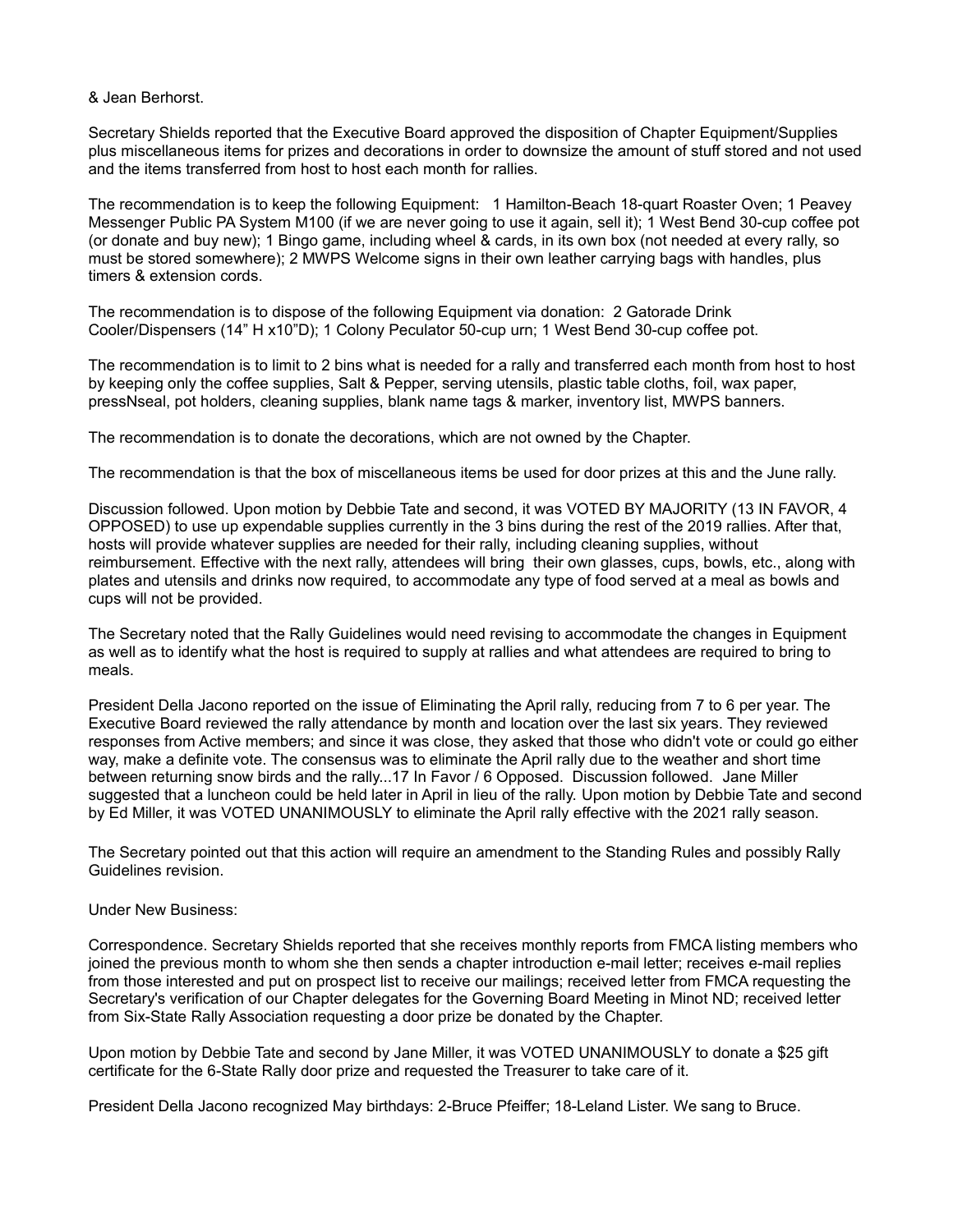& Jean Berhorst.

Secretary Shields reported that the Executive Board approved the disposition of Chapter Equipment/Supplies plus miscellaneous items for prizes and decorations in order to downsize the amount of stuff stored and not used and the items transferred from host to host each month for rallies.

The recommendation is to keep the following Equipment: 1 Hamilton-Beach 18-quart Roaster Oven; 1 Peavey Messenger Public PA System M100 (if we are never going to use it again, sell it); 1 West Bend 30-cup coffee pot (or donate and buy new); 1 Bingo game, including wheel & cards, in its own box (not needed at every rally, so must be stored somewhere); 2 MWPS Welcome signs in their own leather carrying bags with handles, plus timers & extension cords.

The recommendation is to dispose of the following Equipment via donation: 2 Gatorade Drink Cooler/Dispensers (14" H x10"D); 1 Colony Peculator 50-cup urn; 1 West Bend 30-cup coffee pot.

The recommendation is to limit to 2 bins what is needed for a rally and transferred each month from host to host by keeping only the coffee supplies, Salt & Pepper, serving utensils, plastic table cloths, foil, wax paper, pressNseal, pot holders, cleaning supplies, blank name tags & marker, inventory list, MWPS banners.

The recommendation is to donate the decorations, which are not owned by the Chapter.

The recommendation is that the box of miscellaneous items be used for door prizes at this and the June rally.

Discussion followed. Upon motion by Debbie Tate and second, it was VOTED BY MAJORITY (13 IN FAVOR, 4 OPPOSED) to use up expendable supplies currently in the 3 bins during the rest of the 2019 rallies. After that, hosts will provide whatever supplies are needed for their rally, including cleaning supplies, without reimbursement. Effective with the next rally, attendees will bring their own glasses, cups, bowls, etc., along with plates and utensils and drinks now required, to accommodate any type of food served at a meal as bowls and cups will not be provided.

The Secretary noted that the Rally Guidelines would need revising to accommodate the changes in Equipment as well as to identify what the host is required to supply at rallies and what attendees are required to bring to meals.

President Della Jacono reported on the issue of Eliminating the April rally, reducing from 7 to 6 per year. The Executive Board reviewed the rally attendance by month and location over the last six years. They reviewed responses from Active members; and since it was close, they asked that those who didn't vote or could go either way, make a definite vote. The consensus was to eliminate the April rally due to the weather and short time between returning snow birds and the rally...17 In Favor / 6 Opposed. Discussion followed. Jane Miller suggested that a luncheon could be held later in April in lieu of the rally. Upon motion by Debbie Tate and second by Ed Miller, it was VOTED UNANIMOUSLY to eliminate the April rally effective with the 2021 rally season.

The Secretary pointed out that this action will require an amendment to the Standing Rules and possibly Rally Guidelines revision.

Under New Business:

Correspondence. Secretary Shields reported that she receives monthly reports from FMCA listing members who joined the previous month to whom she then sends a chapter introduction e-mail letter; receives e-mail replies from those interested and put on prospect list to receive our mailings; received letter from FMCA requesting the Secretary's verification of our Chapter delegates for the Governing Board Meeting in Minot ND; received letter from Six-State Rally Association requesting a door prize be donated by the Chapter.

Upon motion by Debbie Tate and second by Jane Miller, it was VOTED UNANIMOUSLY to donate a $25 gift certificate for the 6-State Rally door prize and requested the Treasurer to take care of it.

President Della Jacono recognized May birthdays: 2-Bruce Pfeiffer; 18-Leland Lister. We sang to Bruce.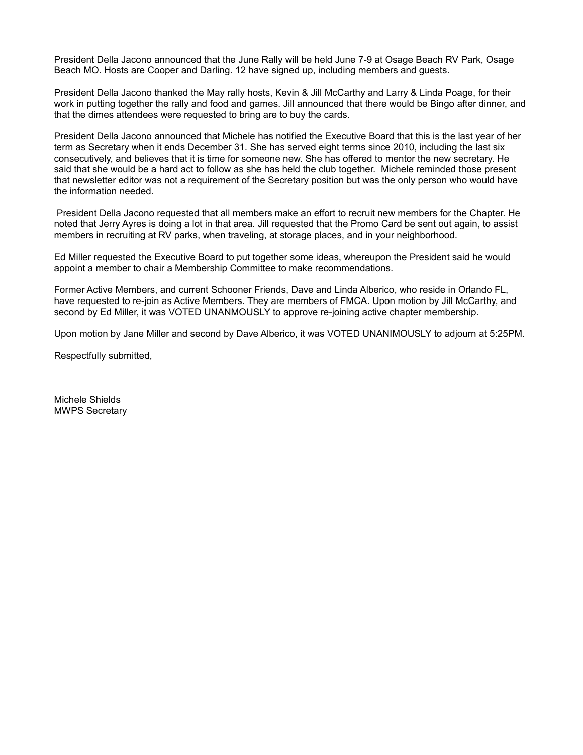President Della Jacono announced that the June Rally will be held June 7-9 at Osage Beach RV Park, Osage Beach MO. Hosts are Cooper and Darling. 12 have signed up, including members and guests.

President Della Jacono thanked the May rally hosts, Kevin & Jill McCarthy and Larry & Linda Poage, for their work in putting together the rally and food and games. Jill announced that there would be Bingo after dinner, and that the dimes attendees were requested to bring are to buy the cards.

President Della Jacono announced that Michele has notified the Executive Board that this is the last year of her term as Secretary when it ends December 31. She has served eight terms since 2010, including the last six consecutively, and believes that it is time for someone new. She has offered to mentor the new secretary. He said that she would be a hard act to follow as she has held the club together. Michele reminded those present that newsletter editor was not a requirement of the Secretary position but was the only person who would have the information needed.

President Della Jacono requested that all members make an effort to recruit new members for the Chapter. He noted that Jerry Ayres is doing a lot in that area. Jill requested that the Promo Card be sent out again, to assist members in recruiting at RV parks, when traveling, at storage places, and in your neighborhood.

Ed Miller requested the Executive Board to put together some ideas, whereupon the President said he would appoint a member to chair a Membership Committee to make recommendations.

Former Active Members, and current Schooner Friends, Dave and Linda Alberico, who reside in Orlando FL, have requested to re-join as Active Members. They are members of FMCA. Upon motion by Jill McCarthy, and second by Ed Miller, it was VOTED UNANMOUSLY to approve re-joining active chapter membership.

Upon motion by Jane Miller and second by Dave Alberico, it was VOTED UNANIMOUSLY to adjourn at 5:25PM.

Respectfully submitted,

Michele Shields
MWPS Secretary